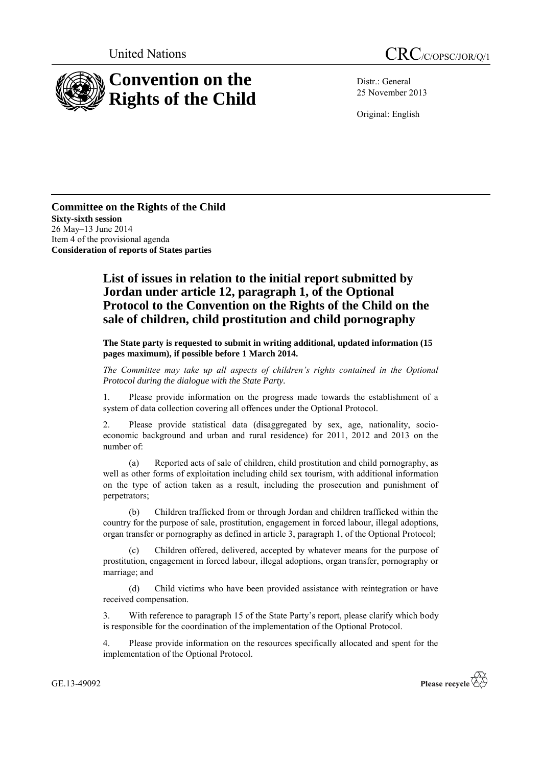United Nations

# CRC/C/OPSC/JOR/Q/1

# Convention on the Rights of the Child

Distr.: General
25 November 2013

Original: English

**Committee on the Rights of the Child**
**Sixty-sixth session**
26 May–13 June 2014
Item 4 of the provisional agenda
**Consideration of reports of States parties**

## List of issues in relation to the initial report submitted by Jordan under article 12, paragraph 1, of the Optional Protocol to the Convention on the Rights of the Child on the sale of children, child prostitution and child pornography

**The State party is requested to submit in writing additional, updated information (15 pages maximum), if possible before 1 March 2014.**

*The Committee may take up all aspects of children's rights contained in the Optional Protocol during the dialogue with the State Party.*

1. Please provide information on the progress made towards the establishment of a system of data collection covering all offences under the Optional Protocol.

2. Please provide statistical data (disaggregated by sex, age, nationality, socio-economic background and urban and rural residence) for 2011, 2012 and 2013 on the number of:

   (a) Reported acts of sale of children, child prostitution and child pornography, as well as other forms of exploitation including child sex tourism, with additional information on the type of action taken as a result, including the prosecution and punishment of perpetrators;

   (b) Children trafficked from or through Jordan and children trafficked within the country for the purpose of sale, prostitution, engagement in forced labour, illegal adoptions, organ transfer or pornography as defined in article 3, paragraph 1, of the Optional Protocol;

   (c) Children offered, delivered, accepted by whatever means for the purpose of prostitution, engagement in forced labour, illegal adoptions, organ transfer, pornography or marriage; and

   (d) Child victims who have been provided assistance with reintegration or have received compensation.

3. With reference to paragraph 15 of the State Party's report, please clarify which body is responsible for the coordination of the implementation of the Optional Protocol.

4. Please provide information on the resources specifically allocated and spent for the implementation of the Optional Protocol.

GE.13-49092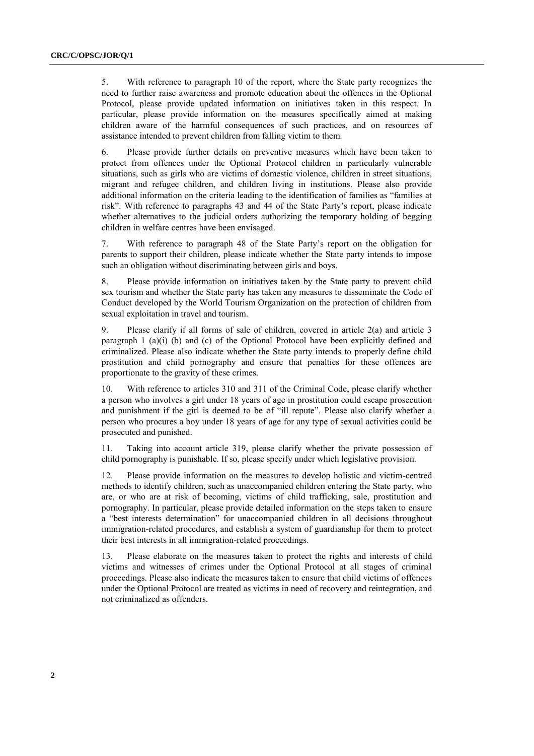5. With reference to paragraph 10 of the report, where the State party recognizes the need to further raise awareness and promote education about the offences in the Optional Protocol, please provide updated information on initiatives taken in this respect. In particular, please provide information on the measures specifically aimed at making children aware of the harmful consequences of such practices, and on resources of assistance intended to prevent children from falling victim to them.

6. Please provide further details on preventive measures which have been taken to protect from offences under the Optional Protocol children in particularly vulnerable situations, such as girls who are victims of domestic violence, children in street situations, migrant and refugee children, and children living in institutions. Please also provide additional information on the criteria leading to the identification of families as "families at risk". With reference to paragraphs 43 and 44 of the State Party's report, please indicate whether alternatives to the judicial orders authorizing the temporary holding of begging children in welfare centres have been envisaged.

7. With reference to paragraph 48 of the State Party's report on the obligation for parents to support their children, please indicate whether the State party intends to impose such an obligation without discriminating between girls and boys.

8. Please provide information on initiatives taken by the State party to prevent child sex tourism and whether the State party has taken any measures to disseminate the Code of Conduct developed by the World Tourism Organization on the protection of children from sexual exploitation in travel and tourism.

9. Please clarify if all forms of sale of children, covered in article 2(a) and article 3 paragraph 1 (a)(i) (b) and (c) of the Optional Protocol have been explicitly defined and criminalized. Please also indicate whether the State party intends to properly define child prostitution and child pornography and ensure that penalties for these offences are proportionate to the gravity of these crimes.

10. With reference to articles 310 and 311 of the Criminal Code, please clarify whether a person who involves a girl under 18 years of age in prostitution could escape prosecution and punishment if the girl is deemed to be of "ill repute". Please also clarify whether a person who procures a boy under 18 years of age for any type of sexual activities could be prosecuted and punished.

11. Taking into account article 319, please clarify whether the private possession of child pornography is punishable. If so, please specify under which legislative provision.

12. Please provide information on the measures to develop holistic and victim-centred methods to identify children, such as unaccompanied children entering the State party, who are, or who are at risk of becoming, victims of child trafficking, sale, prostitution and pornography. In particular, please provide detailed information on the steps taken to ensure a "best interests determination" for unaccompanied children in all decisions throughout immigration-related procedures, and establish a system of guardianship for them to protect their best interests in all immigration-related proceedings.

13. Please elaborate on the measures taken to protect the rights and interests of child victims and witnesses of crimes under the Optional Protocol at all stages of criminal proceedings. Please also indicate the measures taken to ensure that child victims of offences under the Optional Protocol are treated as victims in need of recovery and reintegration, and not criminalized as offenders.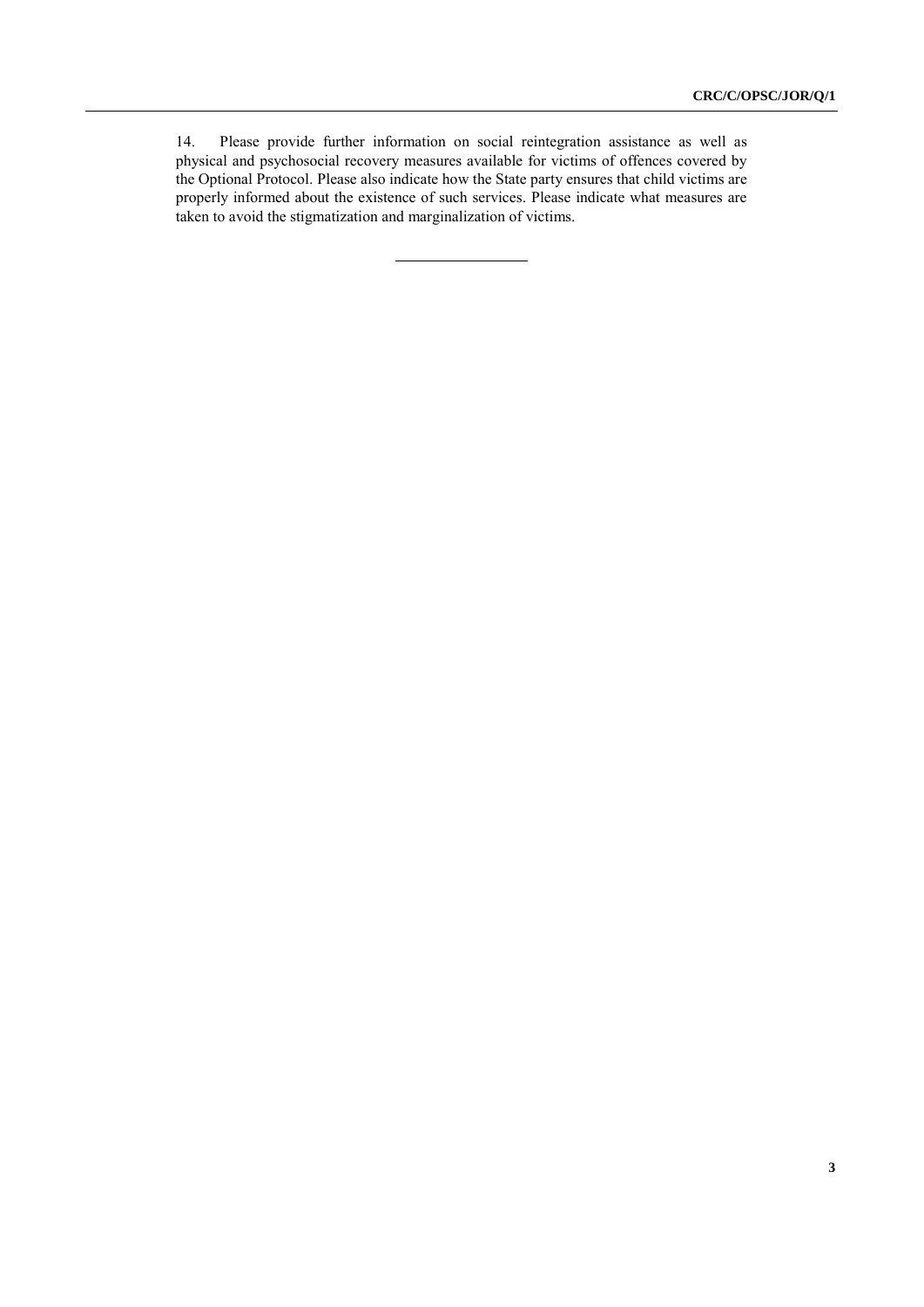14. Please provide further information on social reintegration assistance as well as physical and psychosocial recovery measures available for victims of offences covered by the Optional Protocol. Please also indicate how the State party ensures that child victims are properly informed about the existence of such services. Please indicate what measures are taken to avoid the stigmatization and marginalization of victims.